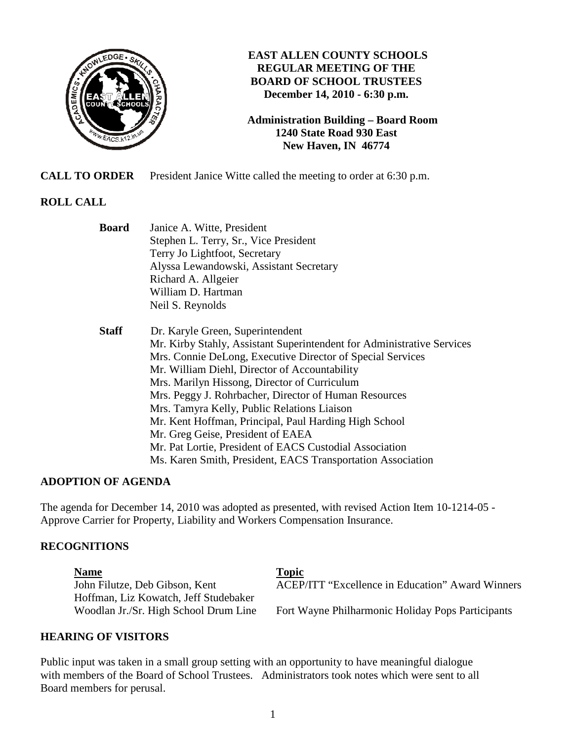# EAST ALLEN COUNTY SCHOOLS
## REGULAR MEETING OF THE BOARD OF SCHOOL TRUSTEES
**December 14, 2010 - 6:30 p.m.**

**Administration Building – Board Room**
**1240 State Road 930 East**
**New Haven, IN 46774**

**CALL TO ORDER** President Janice Witte called the meeting to order at 6:30 p.m.

**ROLL CALL**

**Board**
Janice A. Witte, President
Stephen L. Terry, Sr., Vice President
Terry Jo Lightfoot, Secretary
Alyssa Lewandowski, Assistant Secretary
Richard A. Allgeier
William D. Hartman
Neil S. Reynolds

**Staff**
Dr. Karyle Green, Superintendent
Mr. Kirby Stahly, Assistant Superintendent for Administrative Services
Mrs. Connie DeLong, Executive Director of Special Services
Mr. William Diehl, Director of Accountability
Mrs. Marilyn Hissong, Director of Curriculum
Mrs. Peggy J. Rohrbacher, Director of Human Resources
Mrs. Tamyra Kelly, Public Relations Liaison
Mr. Kent Hoffman, Principal, Paul Harding High School
Mr. Greg Geise, President of EAEA
Mr. Pat Lortie, President of EACS Custodial Association
Ms. Karen Smith, President, EACS Transportation Association

**ADOPTION OF AGENDA**

The agenda for December 14, 2010 was adopted as presented, with revised Action Item 10-1214-05 - Approve Carrier for Property, Liability and Workers Compensation Insurance.

**RECOGNITIONS**

| Name | Topic |
|---|---|
| John Filutze, Deb Gibson, Kent Hoffman, Liz Kowatch, Jeff Studebaker | ACEP/ITT "Excellence in Education" Award Winners |
| Woodlan Jr./Sr. High School Drum Line | Fort Wayne Philharmonic Holiday Pops Participants |

**HEARING OF VISITORS**

Public input was taken in a small group setting with an opportunity to have meaningful dialogue with members of the Board of School Trustees. Administrators took notes which were sent to all Board members for perusal.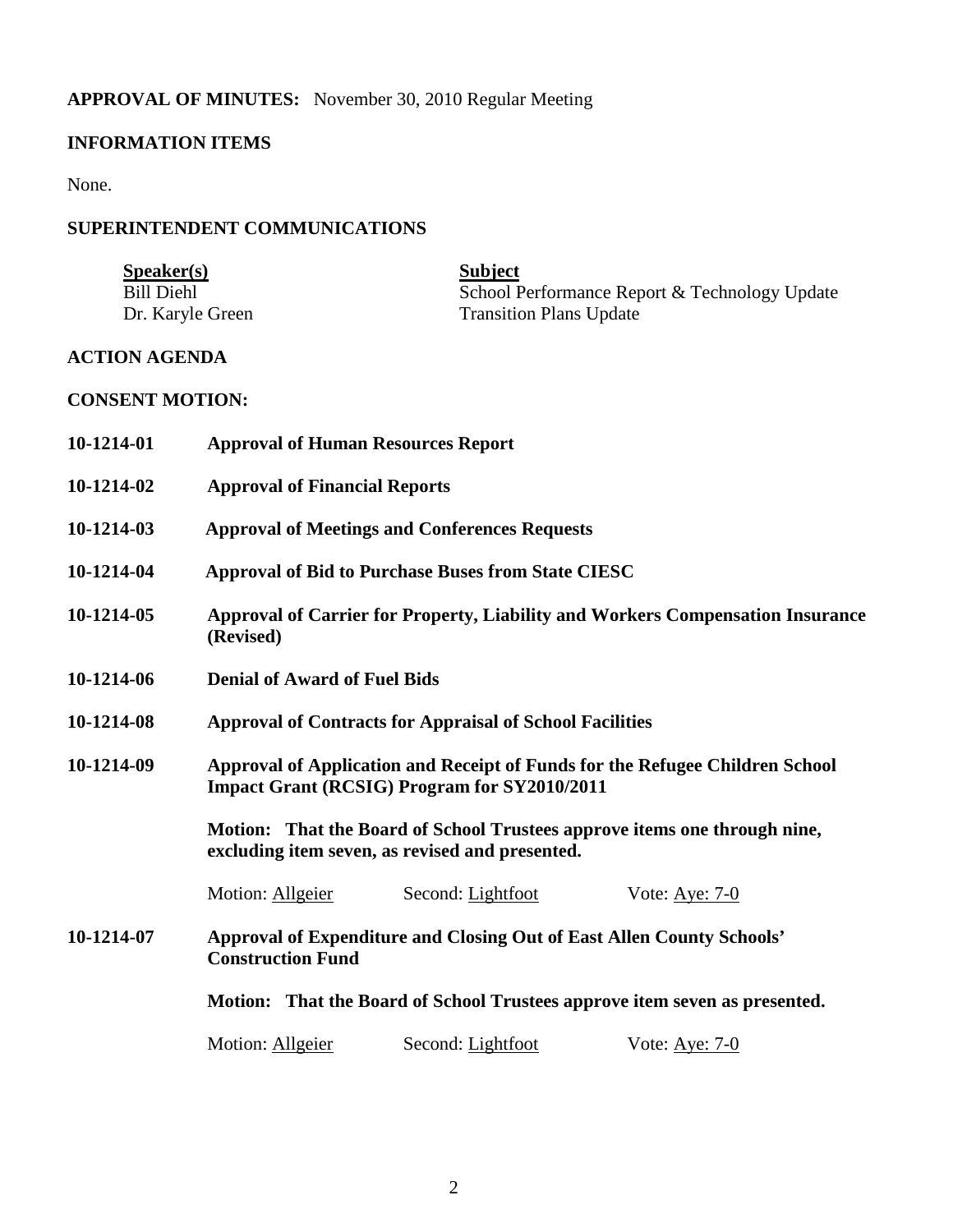**APPROVAL OF MINUTES:** November 30, 2010 Regular Meeting

## INFORMATION ITEMS

None.

## SUPERINTENDENT COMMUNICATIONS

| Speaker(s) | Subject |
|---|---|
| Bill Diehl | School Performance Report & Technology Update |
| Dr. Karyle Green | Transition Plans Update |

## ACTION AGENDA

## CONSENT MOTION:

**10-1214-01** **Approval of Human Resources Report**

**10-1214-02** **Approval of Financial Reports**

**10-1214-03** **Approval of Meetings and Conferences Requests**

**10-1214-04** **Approval of Bid to Purchase Buses from State CIESC**

**10-1214-05** **Approval of Carrier for Property, Liability and Workers Compensation Insurance (Revised)**

**10-1214-06** **Denial of Award of Fuel Bids**

**10-1214-08** **Approval of Contracts for Appraisal of School Facilities**

**10-1214-09** **Approval of Application and Receipt of Funds for the Refugee Children School Impact Grant (RCSIG) Program for SY2010/2011**

**Motion: That the Board of School Trustees approve items one through nine, excluding item seven, as revised and presented.**

Motion: Allgeier Second: Lightfoot Vote: Aye: 7-0

**10-1214-07** **Approval of Expenditure and Closing Out of East Allen County Schools' Construction Fund**

**Motion: That the Board of School Trustees approve item seven as presented.**

Motion: Allgeier Second: Lightfoot Vote: Aye: 7-0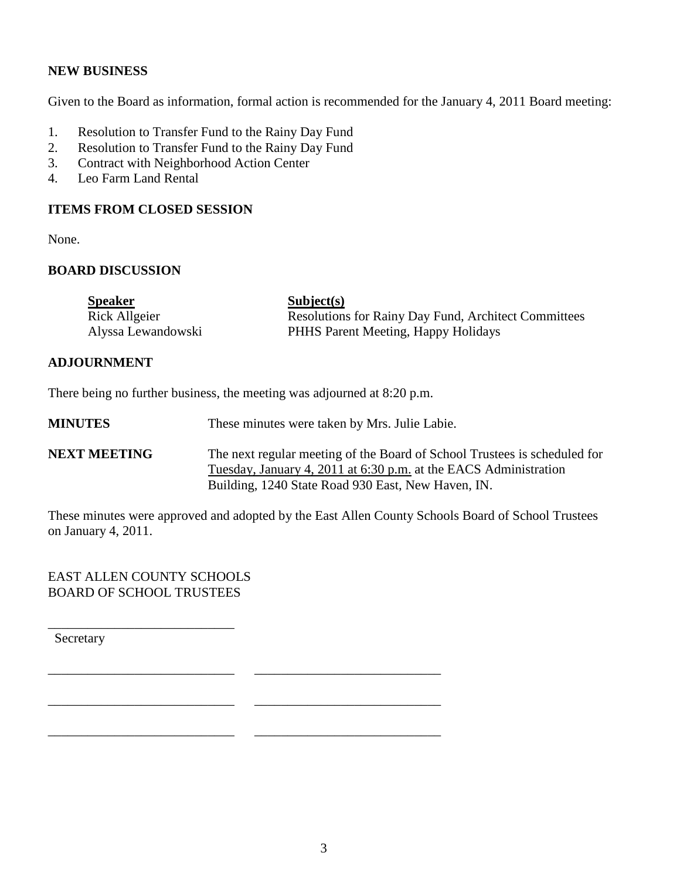**NEW BUSINESS**

Given to the Board as information, formal action is recommended for the January 4, 2011 Board meeting:

1. Resolution to Transfer Fund to the Rainy Day Fund
2. Resolution to Transfer Fund to the Rainy Day Fund
3. Contract with Neighborhood Action Center
4. Leo Farm Land Rental

**ITEMS FROM CLOSED SESSION**

None.

**BOARD DISCUSSION**

| Speaker | Subject(s) |
|---|---|
| Rick Allgeier | Resolutions for Rainy Day Fund, Architect Committees |
| Alyssa Lewandowski | PHHS Parent Meeting, Happy Holidays |

**ADJOURNMENT**

There being no further business, the meeting was adjourned at 8:20 p.m.

**MINUTES** These minutes were taken by Mrs. Julie Labie.

**NEXT MEETING** The next regular meeting of the Board of School Trustees is scheduled for Tuesday, January 4, 2011 at 6:30 p.m. at the EACS Administration Building, 1240 State Road 930 East, New Haven, IN.

These minutes were approved and adopted by the East Allen County Schools Board of School Trustees on January 4, 2011.

EAST ALLEN COUNTY SCHOOLS
BOARD OF SCHOOL TRUSTEES

____________________________
Secretary

____________________________ ____________________________

____________________________ ____________________________

____________________________ ____________________________